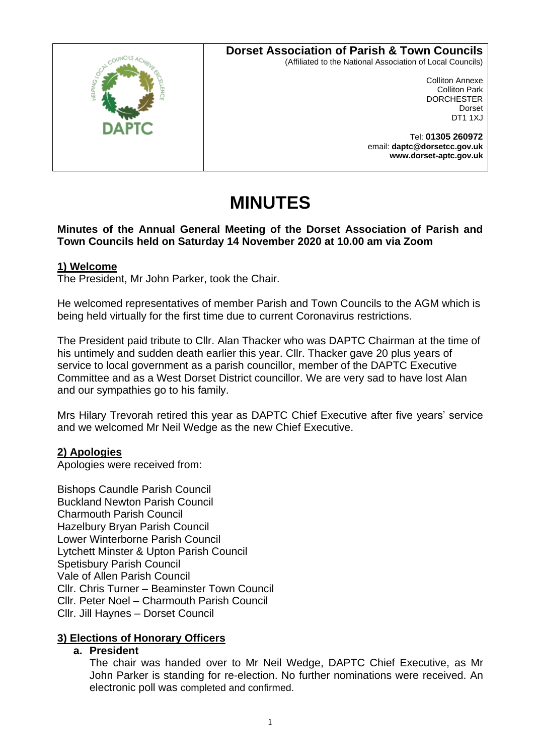**Dorset Association of Parish & Town Councils**
(Affiliated to the National Association of Local Councils)

Colliton Annexe
Colliton Park
DORCHESTER
Dorset
DT1 1XJ

Tel: **01305 260972**
email: **daptc@dorsetcc.gov.uk**
**www.dorset-aptc.gov.uk**

# MINUTES

**Minutes of the Annual General Meeting of the Dorset Association of Parish and Town Councils held on Saturday 14 November 2020 at 10.00 am via Zoom**

## 1) Welcome

The President, Mr John Parker, took the Chair.

He welcomed representatives of member Parish and Town Councils to the AGM which is being held virtually for the first time due to current Coronavirus restrictions.

The President paid tribute to Cllr. Alan Thacker who was DAPTC Chairman at the time of his untimely and sudden death earlier this year. Cllr. Thacker gave 20 plus years of service to local government as a parish councillor, member of the DAPTC Executive Committee and as a West Dorset District councillor. We are very sad to have lost Alan and our sympathies go to his family.

Mrs Hilary Trevorah retired this year as DAPTC Chief Executive after five years' service and we welcomed Mr Neil Wedge as the new Chief Executive.

## 2) Apologies

Apologies were received from:

Bishops Caundle Parish Council
Buckland Newton Parish Council
Charmouth Parish Council
Hazelbury Bryan Parish Council
Lower Winterborne Parish Council
Lytchett Minster & Upton Parish Council
Spetisbury Parish Council
Vale of Allen Parish Council
Cllr. Chris Turner – Beaminster Town Council
Cllr. Peter Noel – Charmouth Parish Council
Cllr. Jill Haynes – Dorset Council

## 3) Elections of Honorary Officers

**a. President**

The chair was handed over to Mr Neil Wedge, DAPTC Chief Executive, as Mr John Parker is standing for re-election. No further nominations were received. An electronic poll was completed and confirmed.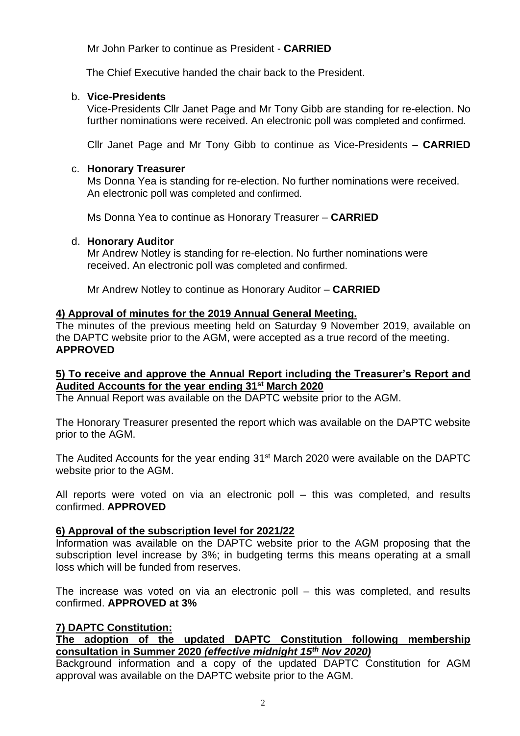Mr John Parker to continue as President - **CARRIED**

The Chief Executive handed the chair back to the President.

b. **Vice-Presidents**

Vice-Presidents Cllr Janet Page and Mr Tony Gibb are standing for re-election. No further nominations were received. An electronic poll was completed and confirmed.

Cllr Janet Page and Mr Tony Gibb to continue as Vice-Presidents – **CARRIED**

c. **Honorary Treasurer**

Ms Donna Yea is standing for re-election. No further nominations were received. An electronic poll was completed and confirmed.

Ms Donna Yea to continue as Honorary Treasurer – **CARRIED**

d. **Honorary Auditor**

Mr Andrew Notley is standing for re-election. No further nominations were received. An electronic poll was completed and confirmed.

Mr Andrew Notley to continue as Honorary Auditor – **CARRIED**

**4) Approval of minutes for the 2019 Annual General Meeting.**

The minutes of the previous meeting held on Saturday 9 November 2019, available on the DAPTC website prior to the AGM, were accepted as a true record of the meeting. **APPROVED**

**5) To receive and approve the Annual Report including the Treasurer's Report and Audited Accounts for the year ending 31st March 2020**

The Annual Report was available on the DAPTC website prior to the AGM.

The Honorary Treasurer presented the report which was available on the DAPTC website prior to the AGM.

The Audited Accounts for the year ending 31st March 2020 were available on the DAPTC website prior to the AGM.

All reports were voted on via an electronic poll – this was completed, and results confirmed. **APPROVED**

**6) Approval of the subscription level for 2021/22**

Information was available on the DAPTC website prior to the AGM proposing that the subscription level increase by 3%; in budgeting terms this means operating at a small loss which will be funded from reserves.

The increase was voted on via an electronic poll – this was completed, and results confirmed. **APPROVED at 3%**

**7) DAPTC Constitution:**

**The adoption of the updated DAPTC Constitution following membership consultation in Summer 2020 *(effective midnight 15th Nov 2020)***

Background information and a copy of the updated DAPTC Constitution for AGM approval was available on the DAPTC website prior to the AGM.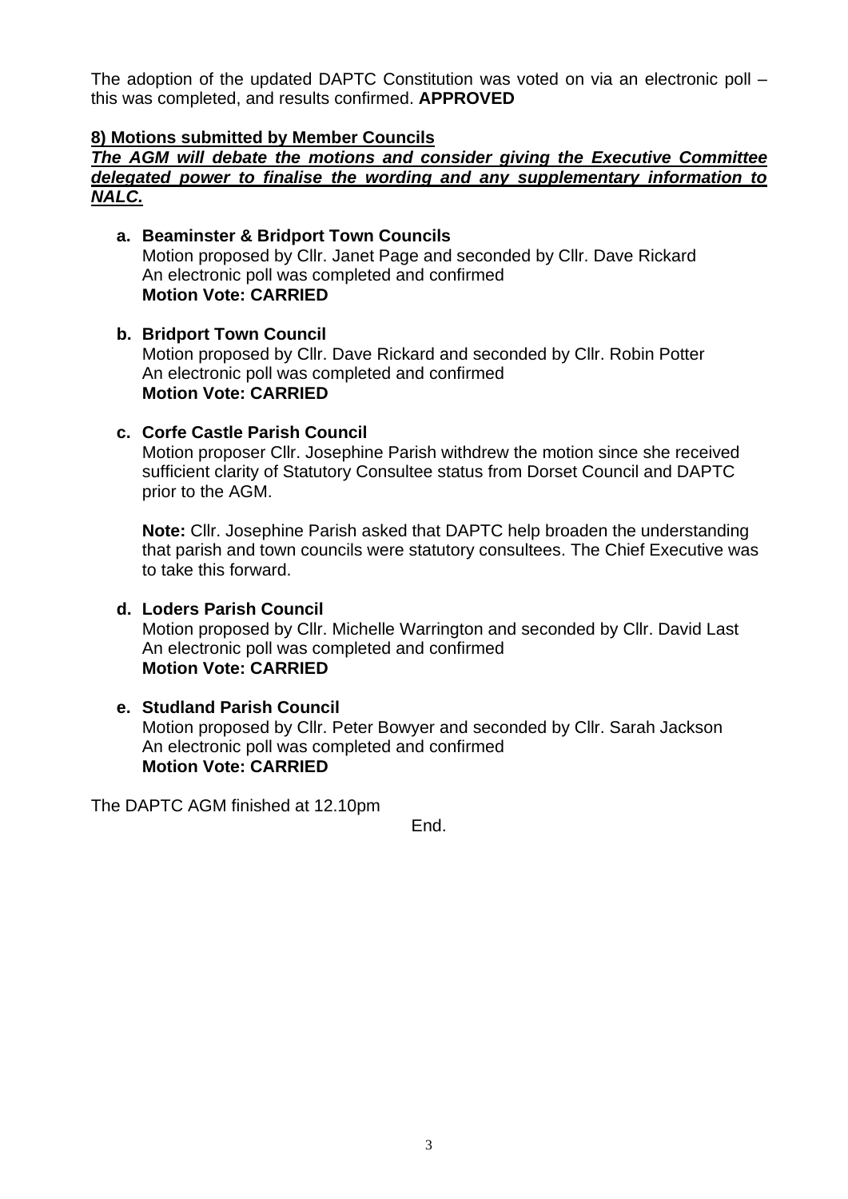The adoption of the updated DAPTC Constitution was voted on via an electronic poll – this was completed, and results confirmed. **APPROVED**

## 8) Motions submitted by Member Councils

***The AGM will debate the motions and consider giving the Executive Committee delegated power to finalise the wording and any supplementary information to NALC.***

**a. Beaminster & Bridport Town Councils**
Motion proposed by Cllr. Janet Page and seconded by Cllr. Dave Rickard
An electronic poll was completed and confirmed
**Motion Vote: CARRIED**

**b. Bridport Town Council**
Motion proposed by Cllr. Dave Rickard and seconded by Cllr. Robin Potter
An electronic poll was completed and confirmed
**Motion Vote: CARRIED**

**c. Corfe Castle Parish Council**
Motion proposer Cllr. Josephine Parish withdrew the motion since she received sufficient clarity of Statutory Consultee status from Dorset Council and DAPTC prior to the AGM.

**Note:** Cllr. Josephine Parish asked that DAPTC help broaden the understanding that parish and town councils were statutory consultees. The Chief Executive was to take this forward.

**d. Loders Parish Council**
Motion proposed by Cllr. Michelle Warrington and seconded by Cllr. David Last
An electronic poll was completed and confirmed
**Motion Vote: CARRIED**

**e. Studland Parish Council**
Motion proposed by Cllr. Peter Bowyer and seconded by Cllr. Sarah Jackson
An electronic poll was completed and confirmed
**Motion Vote: CARRIED**

The DAPTC AGM finished at 12.10pm

End.